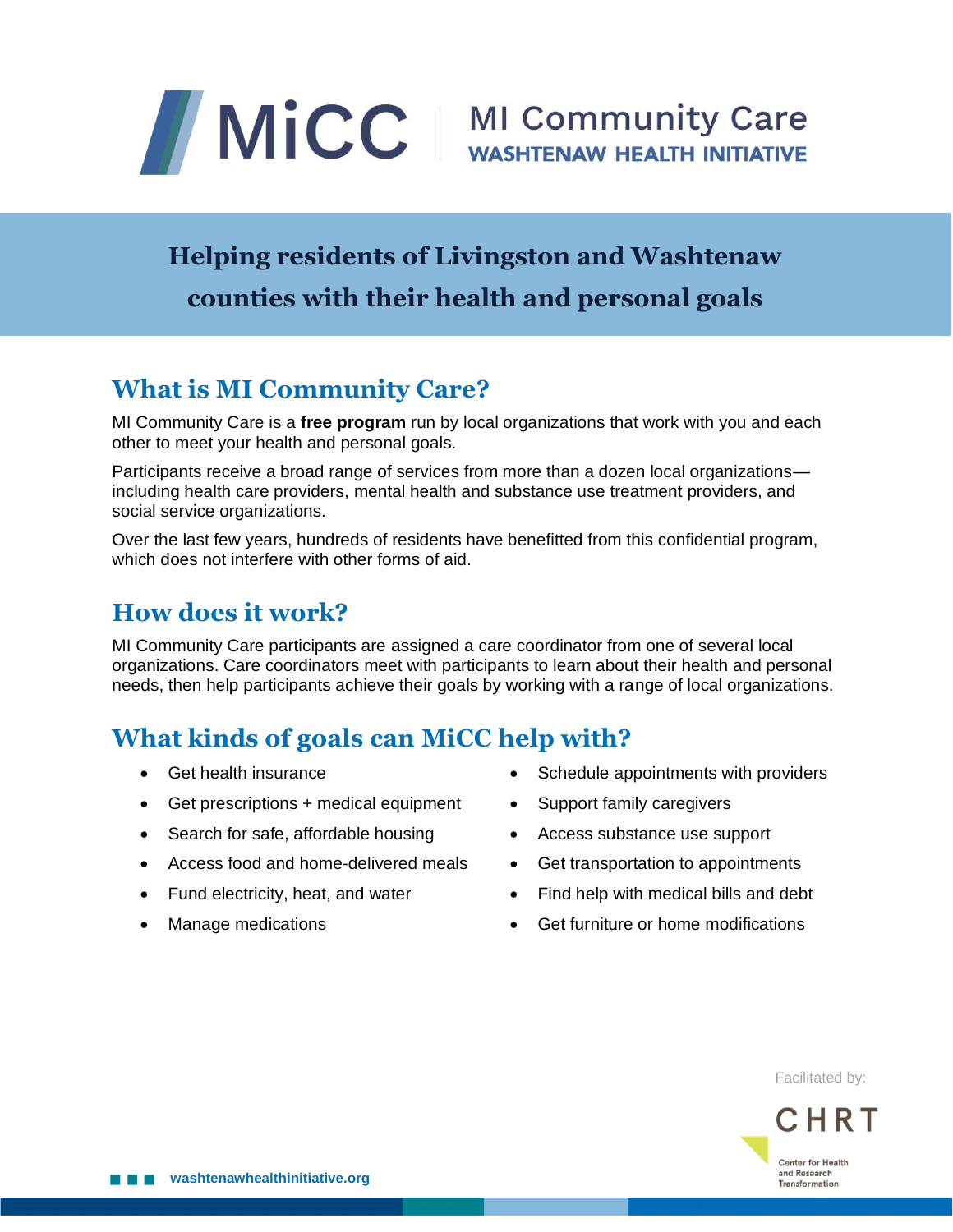# MiCC | MI Community Care
**WASHTENAW HEALTH INITIATIVE**

## Helping residents of Livingston and Washtenaw counties with their health and personal goals

## What is MI Community Care?

MI Community Care is a **free program** run by local organizations that work with you and each other to meet your health and personal goals.

Participants receive a broad range of services from more than a dozen local organizations—including health care providers, mental health and substance use treatment providers, and social service organizations.

Over the last few years, hundreds of residents have benefitted from this confidential program, which does not interfere with other forms of aid.

## How does it work?

MI Community Care participants are assigned a care coordinator from one of several local organizations. Care coordinators meet with participants to learn about their health and personal needs, then help participants achieve their goals by working with a range of local organizations.

## What kinds of goals can MiCC help with?

- Get health insurance
- Get prescriptions + medical equipment
- Search for safe, affordable housing
- Access food and home-delivered meals
- Fund electricity, heat, and water
- Manage medications
- Schedule appointments with providers
- Support family caregivers
- Access substance use support
- Get transportation to appointments
- Find help with medical bills and debt
- Get furniture or home modifications

Facilitated by:

CHRT
Center for Health and Research Transformation

washtenawhealthinitiative.org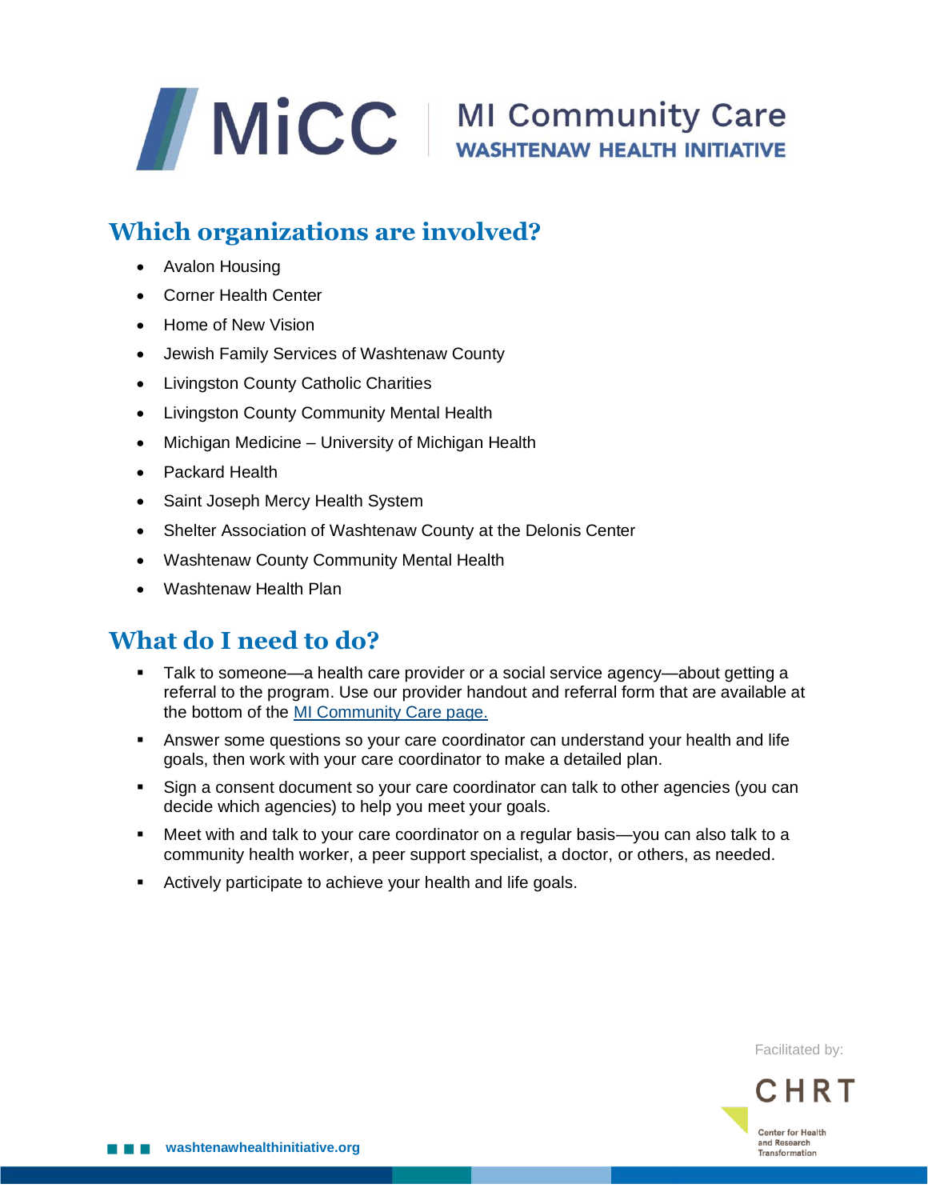MiCC | MI Community Care
WASHTENAW HEALTH INITIATIVE

## Which organizations are involved?

- Avalon Housing
- Corner Health Center
- Home of New Vision
- Jewish Family Services of Washtenaw County
- Livingston County Catholic Charities
- Livingston County Community Mental Health
- Michigan Medicine – University of Michigan Health
- Packard Health
- Saint Joseph Mercy Health System
- Shelter Association of Washtenaw County at the Delonis Center
- Washtenaw County Community Mental Health
- Washtenaw Health Plan

## What do I need to do?

- Talk to someone—a health care provider or a social service agency—about getting a referral to the program. Use our provider handout and referral form that are available at the bottom of the MI Community Care page.
- Answer some questions so your care coordinator can understand your health and life goals, then work with your care coordinator to make a detailed plan.
- Sign a consent document so your care coordinator can talk to other agencies (you can decide which agencies) to help you meet your goals.
- Meet with and talk to your care coordinator on a regular basis—you can also talk to a community health worker, a peer support specialist, a doctor, or others, as needed.
- Actively participate to achieve your health and life goals.

Facilitated by:

CHRT
Center for Health and Research Transformation

washtenawhealthinitiative.org